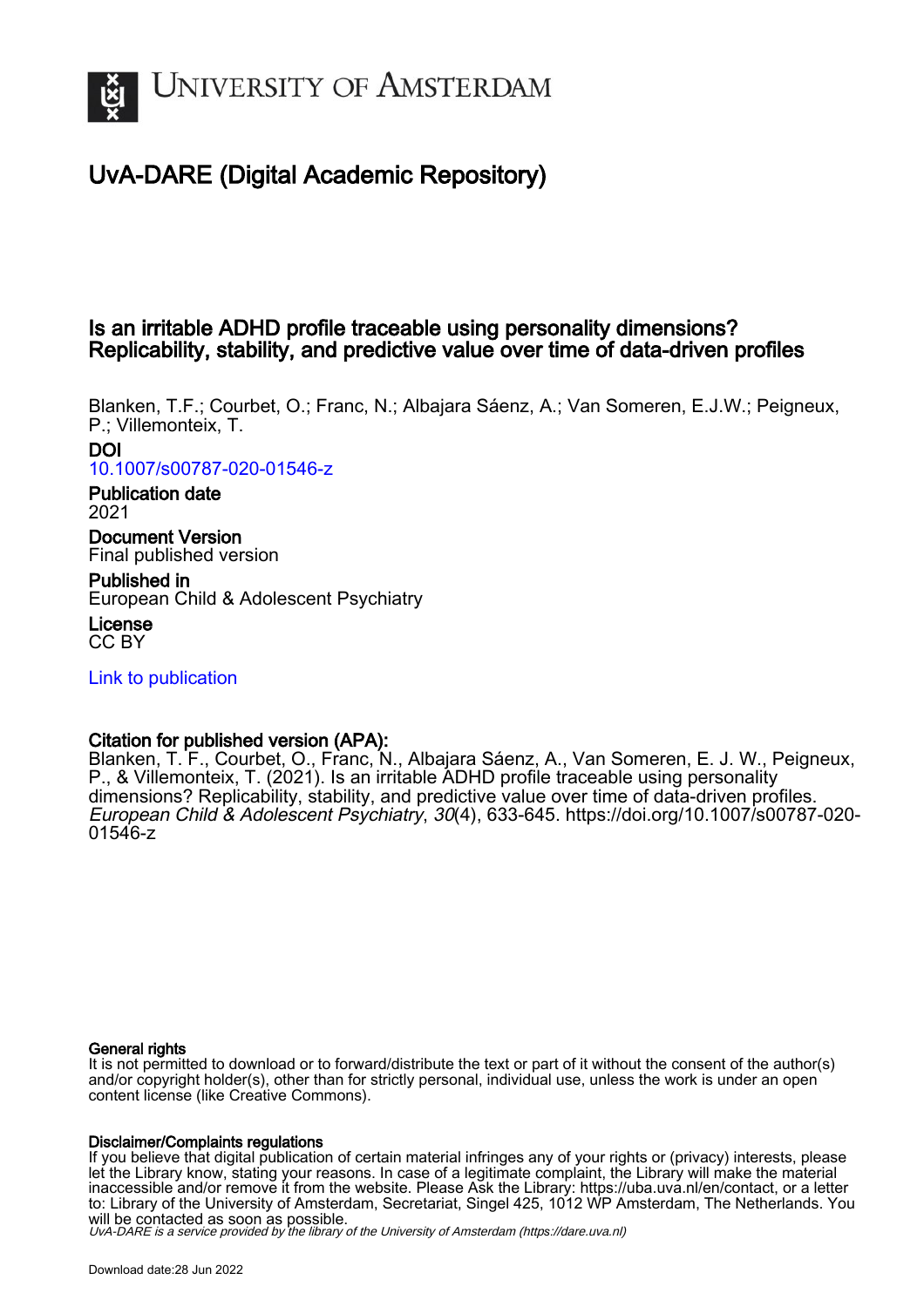University of Amsterdam

# UvA-DARE (Digital Academic Repository)

## Is an irritable ADHD profile traceable using personality dimensions? Replicability, stability, and predictive value over time of data-driven profiles

Blanken, T.F.; Courbet, O.; Franc, N.; Albajara Sáenz, A.; Van Someren, E.J.W.; Peigneux, P.; Villemonteix, T.

**DOI**
10.1007/s00787-020-01546-z

**Publication date**
2021

**Document Version**
Final published version

**Published in**
European Child & Adolescent Psychiatry

**License**
CC BY

Link to publication

**Citation for published version (APA):**
Blanken, T. F., Courbet, O., Franc, N., Albajara Sáenz, A., Van Someren, E. J. W., Peigneux, P., & Villemonteix, T. (2021). Is an irritable ADHD profile traceable using personality dimensions? Replicability, stability, and predictive value over time of data-driven profiles. *European Child & Adolescent Psychiatry*, *30*(4), 633-645. https://doi.org/10.1007/s00787-020-01546-z

**General rights**
It is not permitted to download or to forward/distribute the text or part of it without the consent of the author(s) and/or copyright holder(s), other than for strictly personal, individual use, unless the work is under an open content license (like Creative Commons).

**Disclaimer/Complaints regulations**
If you believe that digital publication of certain material infringes any of your rights or (privacy) interests, please let the Library know, stating your reasons. In case of a legitimate complaint, the Library will make the material inaccessible and/or remove it from the website. Please Ask the Library: https://uba.uva.nl/en/contact, or a letter to: Library of the University of Amsterdam, Secretariat, Singel 425, 1012 WP Amsterdam, The Netherlands. You will be contacted as soon as possible.

UvA-DARE is a service provided by the library of the University of Amsterdam (https://dare.uva.nl)

Download date:28 Jun 2022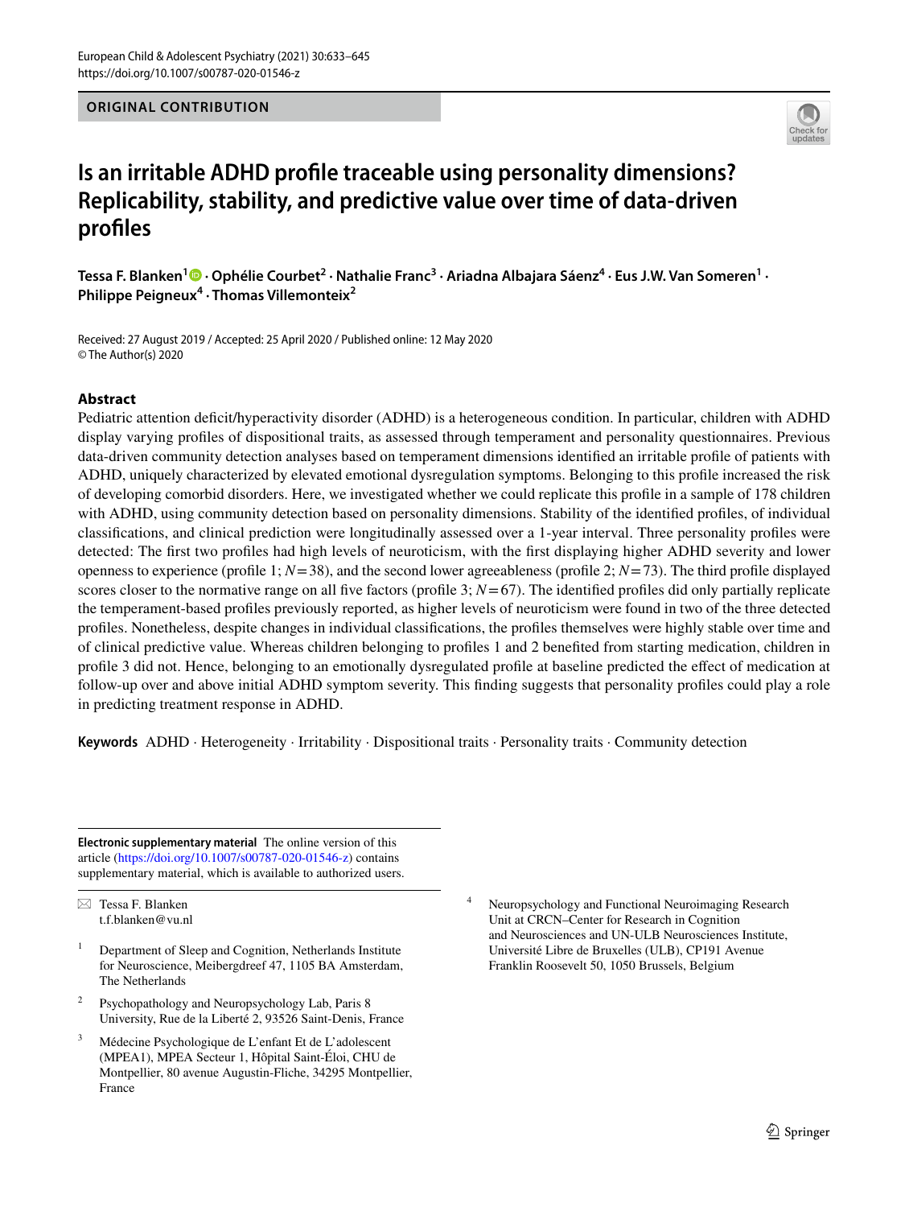ORIGINAL CONTRIBUTION

# Is an irritable ADHD profile traceable using personality dimensions? Replicability, stability, and predictive value over time of data-driven profiles

**Tessa F. Blanken[1] · Ophélie Courbet[2] · Nathalie Franc[3] · Ariadna Albajara Sáenz[4] · Eus J.W. Van Someren[1] · Philippe Peigneux[4] · Thomas Villemonteix[2]**

Received: 27 August 2019 / Accepted: 25 April 2020 / Published online: 12 May 2020
© The Author(s) 2020

## Abstract

Pediatric attention deficit/hyperactivity disorder (ADHD) is a heterogeneous condition. In particular, children with ADHD display varying profiles of dispositional traits, as assessed through temperament and personality questionnaires. Previous data-driven community detection analyses based on temperament dimensions identified an irritable profile of patients with ADHD, uniquely characterized by elevated emotional dysregulation symptoms. Belonging to this profile increased the risk of developing comorbid disorders. Here, we investigated whether we could replicate this profile in a sample of 178 children with ADHD, using community detection based on personality dimensions. Stability of the identified profiles, of individual classifications, and clinical prediction were longitudinally assessed over a 1-year interval. Three personality profiles were detected: The first two profiles had high levels of neuroticism, with the first displaying higher ADHD severity and lower openness to experience (profile 1; $N = 38$), and the second lower agreeableness (profile 2; $N = 73$). The third profile displayed scores closer to the normative range on all five factors (profile 3; $N = 67$). The identified profiles did only partially replicate the temperament-based profiles previously reported, as higher levels of neuroticism were found in two of the three detected profiles. Nonetheless, despite changes in individual classifications, the profiles themselves were highly stable over time and of clinical predictive value. Whereas children belonging to profiles 1 and 2 benefited from starting medication, children in profile 3 did not. Hence, belonging to an emotionally dysregulated profile at baseline predicted the effect of medication at follow-up over and above initial ADHD symptom severity. This finding suggests that personality profiles could play a role in predicting treatment response in ADHD.

**Keywords** ADHD · Heterogeneity · Irritability · Dispositional traits · Personality traits · Community detection

---

**Electronic supplementary material** The online version of this article (https://doi.org/10.1007/s00787-020-01546-z) contains supplementary material, which is available to authorized users.

✉ Tessa F. Blanken
t.f.blanken@vu.nl

[1] Department of Sleep and Cognition, Netherlands Institute for Neuroscience, Meibergdreef 47, 1105 BA Amsterdam, The Netherlands

[2] Psychopathology and Neuropsychology Lab, Paris 8 University, Rue de la Liberté 2, 93526 Saint-Denis, France

[3] Médecine Psychologique de L'enfant Et de L'adolescent (MPEA1), MPEA Secteur 1, Hôpital Saint-Éloi, CHU de Montpellier, 80 avenue Augustin-Fliche, 34295 Montpellier, France

[4] Neuropsychology and Functional Neuroimaging Research Unit at CRCN–Center for Research in Cognition and Neurosciences and UN-ULB Neurosciences Institute, Université Libre de Bruxelles (ULB), CP191 Avenue Franklin Roosevelt 50, 1050 Brussels, Belgium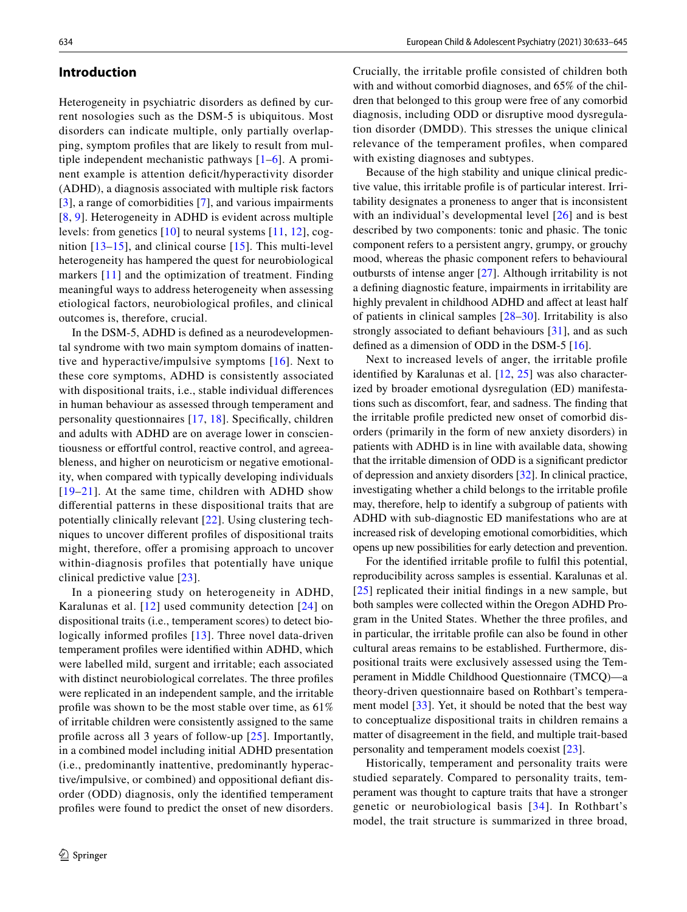## Introduction

Heterogeneity in psychiatric disorders as defined by current nosologies such as the DSM-5 is ubiquitous. Most disorders can indicate multiple, only partially overlapping, symptom profiles that are likely to result from multiple independent mechanistic pathways [1–6]. A prominent example is attention deficit/hyperactivity disorder (ADHD), a diagnosis associated with multiple risk factors [3], a range of comorbidities [7], and various impairments [8, 9]. Heterogeneity in ADHD is evident across multiple levels: from genetics [10] to neural systems [11, 12], cognition [13–15], and clinical course [15]. This multi-level heterogeneity has hampered the quest for neurobiological markers [11] and the optimization of treatment. Finding meaningful ways to address heterogeneity when assessing etiological factors, neurobiological profiles, and clinical outcomes is, therefore, crucial.

In the DSM-5, ADHD is defined as a neurodevelopmental syndrome with two main symptom domains of inattentive and hyperactive/impulsive symptoms [16]. Next to these core symptoms, ADHD is consistently associated with dispositional traits, i.e., stable individual differences in human behaviour as assessed through temperament and personality questionnaires [17, 18]. Specifically, children and adults with ADHD are on average lower in conscientiousness or effortful control, reactive control, and agreeableness, and higher on neuroticism or negative emotionality, when compared with typically developing individuals [19–21]. At the same time, children with ADHD show differential patterns in these dispositional traits that are potentially clinically relevant [22]. Using clustering techniques to uncover different profiles of dispositional traits might, therefore, offer a promising approach to uncover within-diagnosis profiles that potentially have unique clinical predictive value [23].

In a pioneering study on heterogeneity in ADHD, Karalunas et al. [12] used community detection [24] on dispositional traits (i.e., temperament scores) to detect biologically informed profiles [13]. Three novel data-driven temperament profiles were identified within ADHD, which were labelled mild, surgent and irritable; each associated with distinct neurobiological correlates. The three profiles were replicated in an independent sample, and the irritable profile was shown to be the most stable over time, as 61% of irritable children were consistently assigned to the same profile across all 3 years of follow-up [25]. Importantly, in a combined model including initial ADHD presentation (i.e., predominantly inattentive, predominantly hyperactive/impulsive, or combined) and oppositional defiant disorder (ODD) diagnosis, only the identified temperament profiles were found to predict the onset of new disorders. Crucially, the irritable profile consisted of children both with and without comorbid diagnoses, and 65% of the children that belonged to this group were free of any comorbid diagnosis, including ODD or disruptive mood dysregulation disorder (DMDD). This stresses the unique clinical relevance of the temperament profiles, when compared with existing diagnoses and subtypes.

Because of the high stability and unique clinical predictive value, this irritable profile is of particular interest. Irritability designates a proneness to anger that is inconsistent with an individual's developmental level [26] and is best described by two components: tonic and phasic. The tonic component refers to a persistent angry, grumpy, or grouchy mood, whereas the phasic component refers to behavioural outbursts of intense anger [27]. Although irritability is not a defining diagnostic feature, impairments in irritability are highly prevalent in childhood ADHD and affect at least half of patients in clinical samples [28–30]. Irritability is also strongly associated to defiant behaviours [31], and as such defined as a dimension of ODD in the DSM-5 [16].

Next to increased levels of anger, the irritable profile identified by Karalunas et al. [12, 25] was also characterized by broader emotional dysregulation (ED) manifestations such as discomfort, fear, and sadness. The finding that the irritable profile predicted new onset of comorbid disorders (primarily in the form of new anxiety disorders) in patients with ADHD is in line with available data, showing that the irritable dimension of ODD is a significant predictor of depression and anxiety disorders [32]. In clinical practice, investigating whether a child belongs to the irritable profile may, therefore, help to identify a subgroup of patients with ADHD with sub-diagnostic ED manifestations who are at increased risk of developing emotional comorbidities, which opens up new possibilities for early detection and prevention.

For the identified irritable profile to fulfil this potential, reproducibility across samples is essential. Karalunas et al. [25] replicated their initial findings in a new sample, but both samples were collected within the Oregon ADHD Program in the United States. Whether the three profiles, and in particular, the irritable profile can also be found in other cultural areas remains to be established. Furthermore, dispositional traits were exclusively assessed using the Temperament in Middle Childhood Questionnaire (TMCQ)—a theory-driven questionnaire based on Rothbart's temperament model [33]. Yet, it should be noted that the best way to conceptualize dispositional traits in children remains a matter of disagreement in the field, and multiple trait-based personality and temperament models coexist [23].

Historically, temperament and personality traits were studied separately. Compared to personality traits, temperament was thought to capture traits that have a stronger genetic or neurobiological basis [34]. In Rothbart's model, the trait structure is summarized in three broad,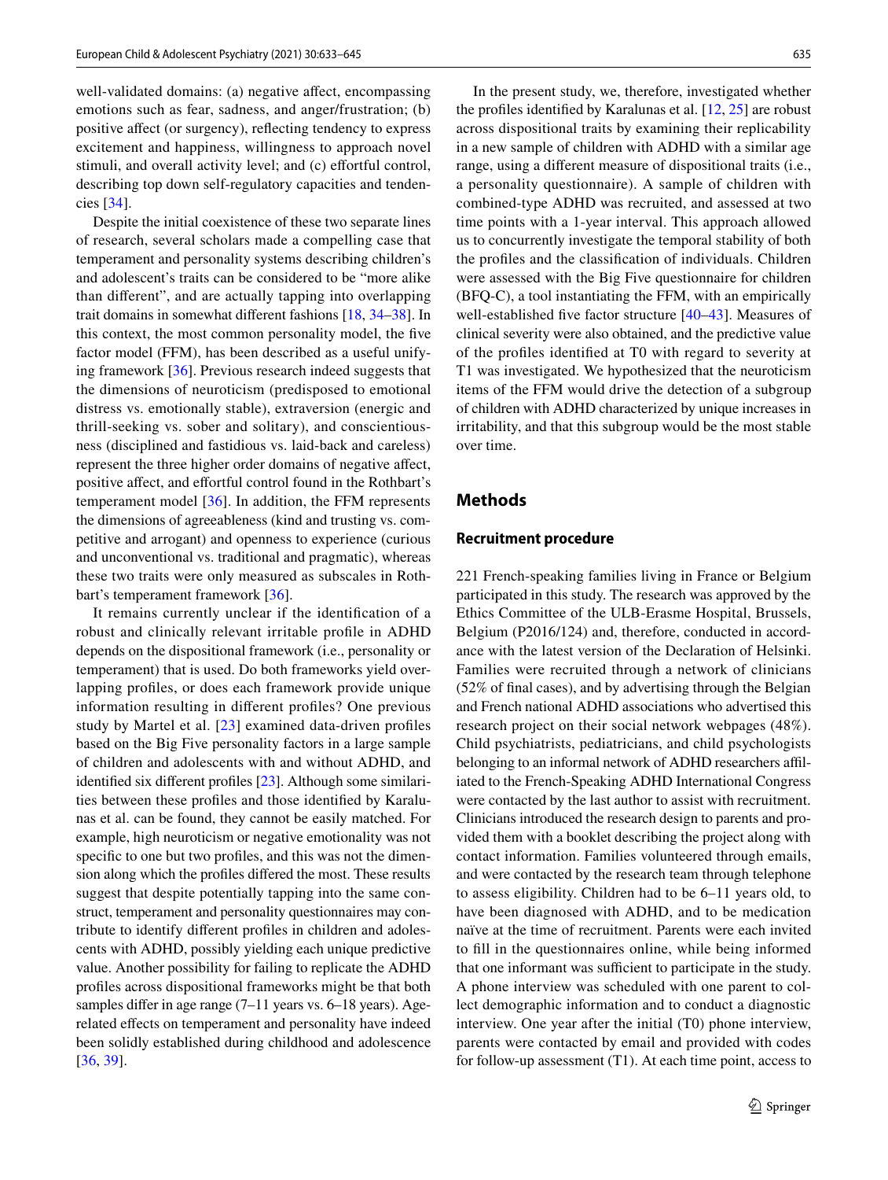well-validated domains: (a) negative affect, encompassing emotions such as fear, sadness, and anger/frustration; (b) positive affect (or surgency), reflecting tendency to express excitement and happiness, willingness to approach novel stimuli, and overall activity level; and (c) effortful control, describing top down self-regulatory capacities and tendencies [34].

Despite the initial coexistence of these two separate lines of research, several scholars made a compelling case that temperament and personality systems describing children's and adolescent's traits can be considered to be "more alike than different", and are actually tapping into overlapping trait domains in somewhat different fashions [18, 34–38]. In this context, the most common personality model, the five factor model (FFM), has been described as a useful unifying framework [36]. Previous research indeed suggests that the dimensions of neuroticism (predisposed to emotional distress vs. emotionally stable), extraversion (energic and thrill-seeking vs. sober and solitary), and conscientiousness (disciplined and fastidious vs. laid-back and careless) represent the three higher order domains of negative affect, positive affect, and effortful control found in the Rothbart's temperament model [36]. In addition, the FFM represents the dimensions of agreeableness (kind and trusting vs. competitive and arrogant) and openness to experience (curious and unconventional vs. traditional and pragmatic), whereas these two traits were only measured as subscales in Rothbart's temperament framework [36].

It remains currently unclear if the identification of a robust and clinically relevant irritable profile in ADHD depends on the dispositional framework (i.e., personality or temperament) that is used. Do both frameworks yield overlapping profiles, or does each framework provide unique information resulting in different profiles? One previous study by Martel et al. [23] examined data-driven profiles based on the Big Five personality factors in a large sample of children and adolescents with and without ADHD, and identified six different profiles [23]. Although some similarities between these profiles and those identified by Karalunas et al. can be found, they cannot be easily matched. For example, high neuroticism or negative emotionality was not specific to one but two profiles, and this was not the dimension along which the profiles differed the most. These results suggest that despite potentially tapping into the same construct, temperament and personality questionnaires may contribute to identify different profiles in children and adolescents with ADHD, possibly yielding each unique predictive value. Another possibility for failing to replicate the ADHD profiles across dispositional frameworks might be that both samples differ in age range (7–11 years vs. 6–18 years). Age-related effects on temperament and personality have indeed been solidly established during childhood and adolescence [36, 39].

In the present study, we, therefore, investigated whether the profiles identified by Karalunas et al. [12, 25] are robust across dispositional traits by examining their replicability in a new sample of children with ADHD with a similar age range, using a different measure of dispositional traits (i.e., a personality questionnaire). A sample of children with combined-type ADHD was recruited, and assessed at two time points with a 1-year interval. This approach allowed us to concurrently investigate the temporal stability of both the profiles and the classification of individuals. Children were assessed with the Big Five questionnaire for children (BFQ-C), a tool instantiating the FFM, with an empirically well-established five factor structure [40–43]. Measures of clinical severity were also obtained, and the predictive value of the profiles identified at T0 with regard to severity at T1 was investigated. We hypothesized that the neuroticism items of the FFM would drive the detection of a subgroup of children with ADHD characterized by unique increases in irritability, and that this subgroup would be the most stable over time.

## Methods

### Recruitment procedure

221 French-speaking families living in France or Belgium participated in this study. The research was approved by the Ethics Committee of the ULB-Erasme Hospital, Brussels, Belgium (P2016/124) and, therefore, conducted in accordance with the latest version of the Declaration of Helsinki. Families were recruited through a network of clinicians (52% of final cases), and by advertising through the Belgian and French national ADHD associations who advertised this research project on their social network webpages (48%). Child psychiatrists, pediatricians, and child psychologists belonging to an informal network of ADHD researchers affiliated to the French-Speaking ADHD International Congress were contacted by the last author to assist with recruitment. Clinicians introduced the research design to parents and provided them with a booklet describing the project along with contact information. Families volunteered through emails, and were contacted by the research team through telephone to assess eligibility. Children had to be 6–11 years old, to have been diagnosed with ADHD, and to be medication naïve at the time of recruitment. Parents were each invited to fill in the questionnaires online, while being informed that one informant was sufficient to participate in the study. A phone interview was scheduled with one parent to collect demographic information and to conduct a diagnostic interview. One year after the initial (T0) phone interview, parents were contacted by email and provided with codes for follow-up assessment (T1). At each time point, access to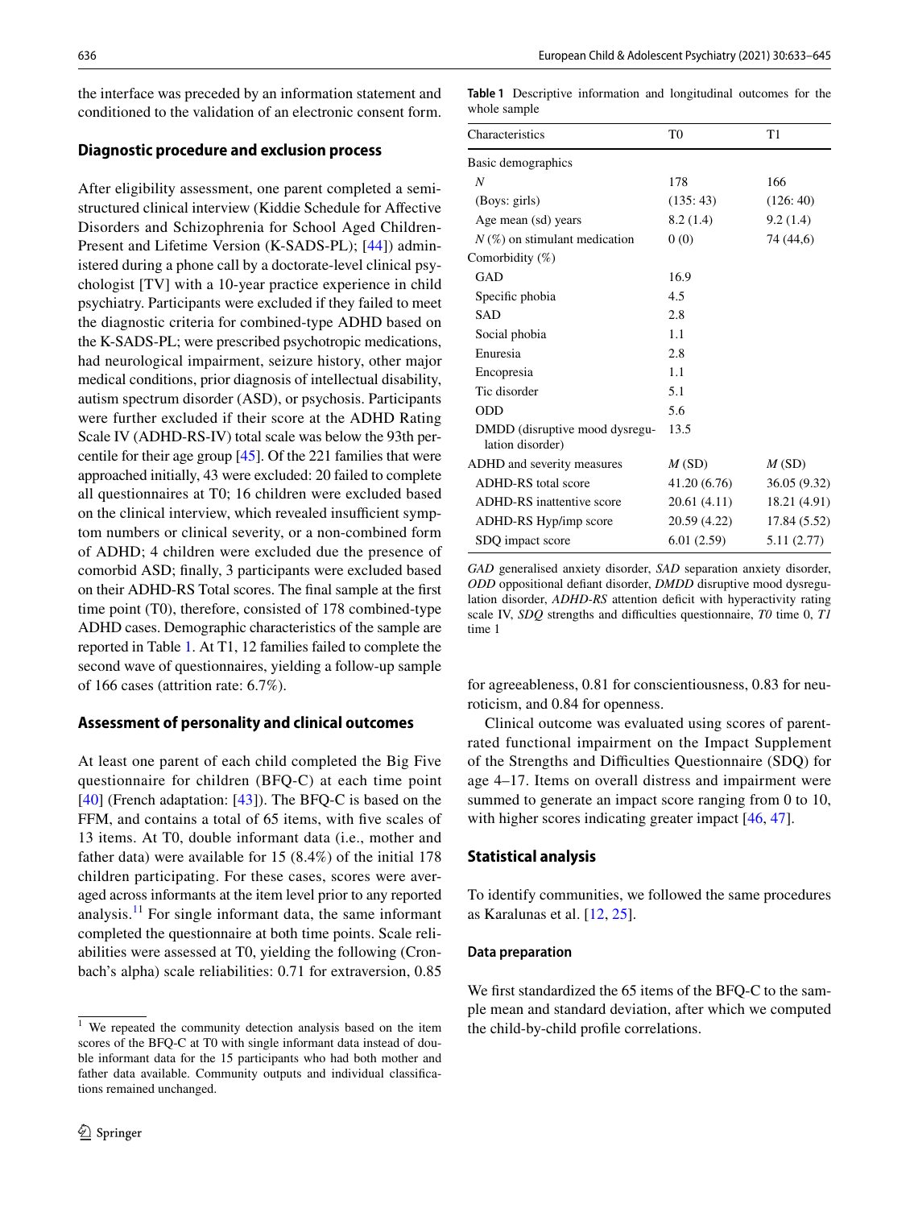the interface was preceded by an information statement and conditioned to the validation of an electronic consent form.

### Diagnostic procedure and exclusion process

After eligibility assessment, one parent completed a semi-structured clinical interview (Kiddie Schedule for Affective Disorders and Schizophrenia for School Aged Children-Present and Lifetime Version (K-SADS-PL); [44]) administered during a phone call by a doctorate-level clinical psychologist [TV] with a 10-year practice experience in child psychiatry. Participants were excluded if they failed to meet the diagnostic criteria for combined-type ADHD based on the K-SADS-PL; were prescribed psychotropic medications, had neurological impairment, seizure history, other major medical conditions, prior diagnosis of intellectual disability, autism spectrum disorder (ASD), or psychosis. Participants were further excluded if their score at the ADHD Rating Scale IV (ADHD-RS-IV) total scale was below the 93th percentile for their age group [45]. Of the 221 families that were approached initially, 43 were excluded: 20 failed to complete all questionnaires at T0; 16 children were excluded based on the clinical interview, which revealed insufficient symptom numbers or clinical severity, or a non-combined form of ADHD; 4 children were excluded due the presence of comorbid ASD; finally, 3 participants were excluded based on their ADHD-RS Total scores. The final sample at the first time point (T0), therefore, consisted of 178 combined-type ADHD cases. Demographic characteristics of the sample are reported in Table 1. At T1, 12 families failed to complete the second wave of questionnaires, yielding a follow-up sample of 166 cases (attrition rate: 6.7%).

### Assessment of personality and clinical outcomes

At least one parent of each child completed the Big Five questionnaire for children (BFQ-C) at each time point [40] (French adaptation: [43]). The BFQ-C is based on the FFM, and contains a total of 65 items, with five scales of 13 items. At T0, double informant data (i.e., mother and father data) were available for 15 (8.4%) of the initial 178 children participating. For these cases, scores were averaged across informants at the item level prior to any reported analysis.[1] For single informant data, the same informant completed the questionnaire at both time points. Scale reliabilities were assessed at T0, yielding the following (Cronbach's alpha) scale reliabilities: 0.71 for extraversion, 0.85 for agreeableness, 0.81 for conscientiousness, 0.83 for neuroticism, and 0.84 for openness.

Clinical outcome was evaluated using scores of parent-rated functional impairment on the Impact Supplement of the Strengths and Difficulties Questionnaire (SDQ) for age 4–17. Items on overall distress and impairment were summed to generate an impact score ranging from 0 to 10, with higher scores indicating greater impact [46, 47].

**Table 1** Descriptive information and longitudinal outcomes for the whole sample

| Characteristics | T0 | T1 |
|---|---|---|
| Basic demographics | | |
| *N* | 178 | 166 |
| (Boys: girls) | (135: 43) | (126: 40) |
| Age mean (sd) years | 8.2 (1.4) | 9.2 (1.4) |
| *N* (%) on stimulant medication | 0 (0) | 74 (44,6) |
| Comorbidity (%) | | |
| GAD | 16.9 | |
| Specific phobia | 4.5 | |
| SAD | 2.8 | |
| Social phobia | 1.1 | |
| Enuresia | 2.8 | |
| Encopresia | 1.1 | |
| Tic disorder | 5.1 | |
| ODD | 5.6 | |
| DMDD (disruptive mood dysregulation disorder) | 13.5 | |
| ADHD and severity measures | *M* (SD) | *M* (SD) |
| ADHD-RS total score | 41.20 (6.76) | 36.05 (9.32) |
| ADHD-RS inattentive score | 20.61 (4.11) | 18.21 (4.91) |
| ADHD-RS Hyp/imp score | 20.59 (4.22) | 17.84 (5.52) |
| SDQ impact score | 6.01 (2.59) | 5.11 (2.77) |

*GAD* generalised anxiety disorder, *SAD* separation anxiety disorder, *ODD* oppositional defiant disorder, *DMDD* disruptive mood dysregulation disorder, *ADHD-RS* attention deficit with hyperactivity rating scale IV, *SDQ* strengths and difficulties questionnaire, *T0* time 0, *T1* time 1

### Statistical analysis

To identify communities, we followed the same procedures as Karalunas et al. [12, 25].

#### Data preparation

We first standardized the 65 items of the BFQ-C to the sample mean and standard deviation, after which we computed the child-by-child profile correlations.

[1] We repeated the community detection analysis based on the item scores of the BFQ-C at T0 with single informant data instead of double informant data for the 15 participants who had both mother and father data available. Community outputs and individual classifications remained unchanged.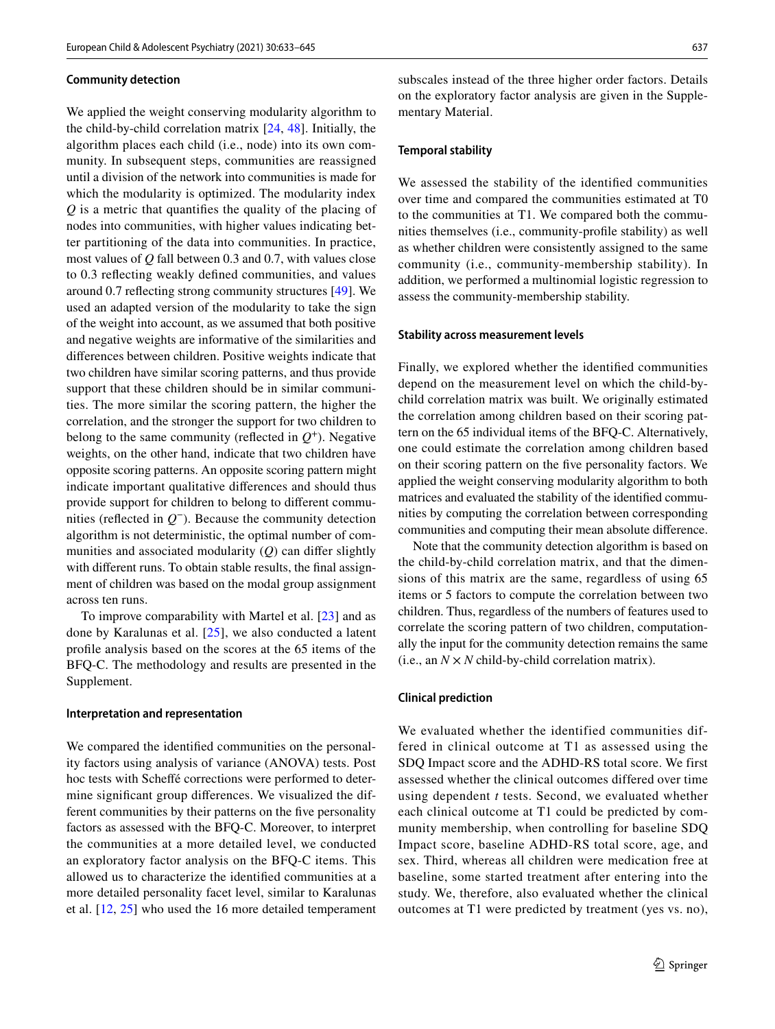#### Community detection

We applied the weight conserving modularity algorithm to the child-by-child correlation matrix [24, 48]. Initially, the algorithm places each child (i.e., node) into its own community. In subsequent steps, communities are reassigned until a division of the network into communities is made for which the modularity is optimized. The modularity index $Q$ is a metric that quantifies the quality of the placing of nodes into communities, with higher values indicating better partitioning of the data into communities. In practice, most values of $Q$ fall between 0.3 and 0.7, with values close to 0.3 reflecting weakly defined communities, and values around 0.7 reflecting strong community structures [49]. We used an adapted version of the modularity to take the sign of the weight into account, as we assumed that both positive and negative weights are informative of the similarities and differences between children. Positive weights indicate that two children have similar scoring patterns, and thus provide support that these children should be in similar communities. The more similar the scoring pattern, the higher the correlation, and the stronger the support for two children to belong to the same community (reflected in $Q^{+}$). Negative weights, on the other hand, indicate that two children have opposite scoring patterns. An opposite scoring pattern might indicate important qualitative differences and should thus provide support for children to belong to different communities (reflected in $Q^{-}$). Because the community detection algorithm is not deterministic, the optimal number of communities and associated modularity ($Q$) can differ slightly with different runs. To obtain stable results, the final assignment of children was based on the modal group assignment across ten runs.

To improve comparability with Martel et al. [23] and as done by Karalunas et al. [25], we also conducted a latent profile analysis based on the scores at the 65 items of the BFQ-C. The methodology and results are presented in the Supplement.

#### Interpretation and representation

We compared the identified communities on the personality factors using analysis of variance (ANOVA) tests. Post hoc tests with Scheffé corrections were performed to determine significant group differences. We visualized the different communities by their patterns on the five personality factors as assessed with the BFQ-C. Moreover, to interpret the communities at a more detailed level, we conducted an exploratory factor analysis on the BFQ-C items. This allowed us to characterize the identified communities at a more detailed personality facet level, similar to Karalunas et al. [12, 25] who used the 16 more detailed temperament subscales instead of the three higher order factors. Details on the exploratory factor analysis are given in the Supplementary Material.

#### Temporal stability

We assessed the stability of the identified communities over time and compared the communities estimated at T0 to the communities at T1. We compared both the communities themselves (i.e., community-profile stability) as well as whether children were consistently assigned to the same community (i.e., community-membership stability). In addition, we performed a multinomial logistic regression to assess the community-membership stability.

#### Stability across measurement levels

Finally, we explored whether the identified communities depend on the measurement level on which the child-by-child correlation matrix was built. We originally estimated the correlation among children based on their scoring pattern on the 65 individual items of the BFQ-C. Alternatively, one could estimate the correlation among children based on their scoring pattern on the five personality factors. We applied the weight conserving modularity algorithm to both matrices and evaluated the stability of the identified communities by computing the correlation between corresponding communities and computing their mean absolute difference.

Note that the community detection algorithm is based on the child-by-child correlation matrix, and that the dimensions of this matrix are the same, regardless of using 65 items or 5 factors to compute the correlation between two children. Thus, regardless of the numbers of features used to correlate the scoring pattern of two children, computationally the input for the community detection remains the same (i.e., an $N \times N$ child-by-child correlation matrix).

#### Clinical prediction

We evaluated whether the identified communities differed in clinical outcome at T1 as assessed using the SDQ Impact score and the ADHD-RS total score. We first assessed whether the clinical outcomes differed over time using dependent $t$ tests. Second, we evaluated whether each clinical outcome at T1 could be predicted by community membership, when controlling for baseline SDQ Impact score, baseline ADHD-RS total score, age, and sex. Third, whereas all children were medication free at baseline, some started treatment after entering into the study. We, therefore, also evaluated whether the clinical outcomes at T1 were predicted by treatment (yes vs. no),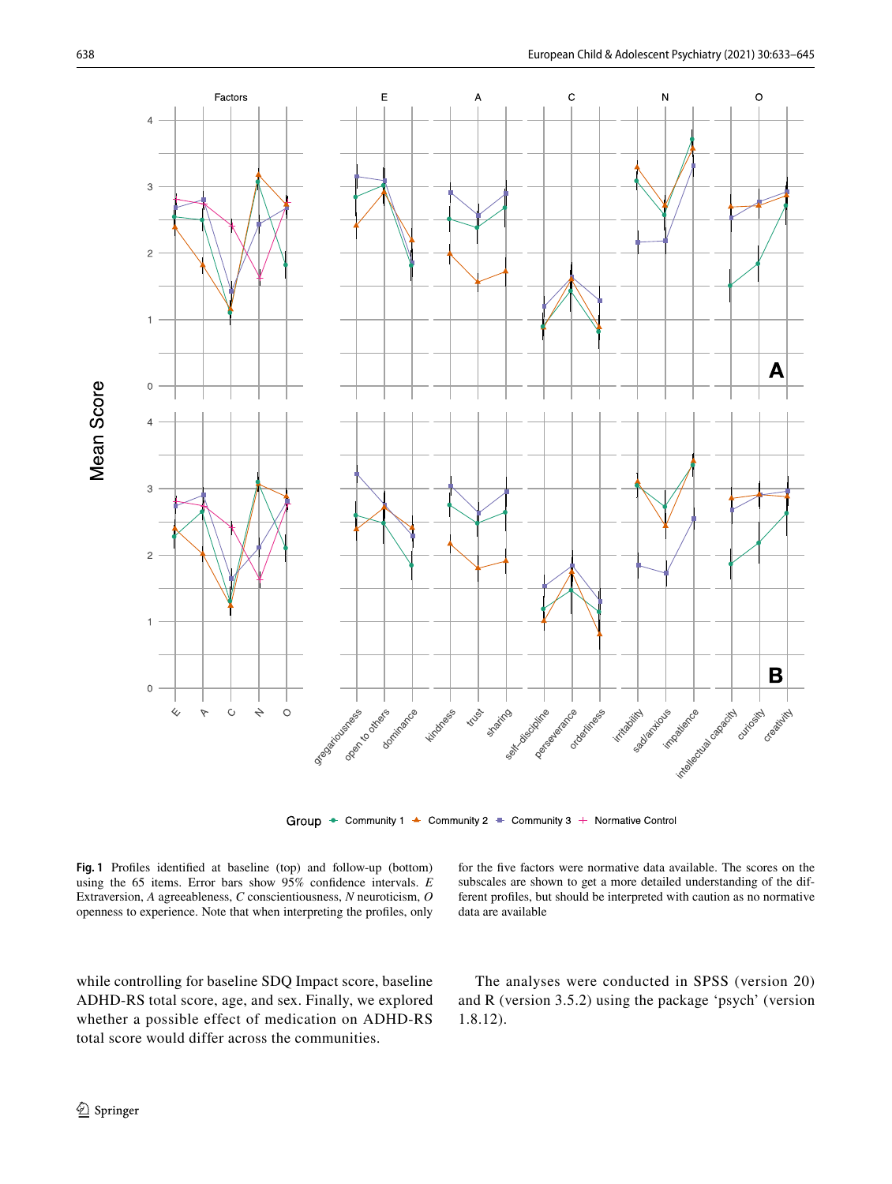**Fig. 1** Profiles identified at baseline (top) and follow-up (bottom) using the 65 items. Error bars show 95% confidence intervals. *E* Extraversion, *A* agreeableness, *C* conscientiousness, *N* neuroticism, *O* openness to experience. Note that when interpreting the profiles, only for the five factors were normative data available. The scores on the subscales are shown to get a more detailed understanding of the different profiles, but should be interpreted with caution as no normative data are available

while controlling for baseline SDQ Impact score, baseline ADHD-RS total score, age, and sex. Finally, we explored whether a possible effect of medication on ADHD-RS total score would differ across the communities.

The analyses were conducted in SPSS (version 20) and R (version 3.5.2) using the package 'psych' (version 1.8.12).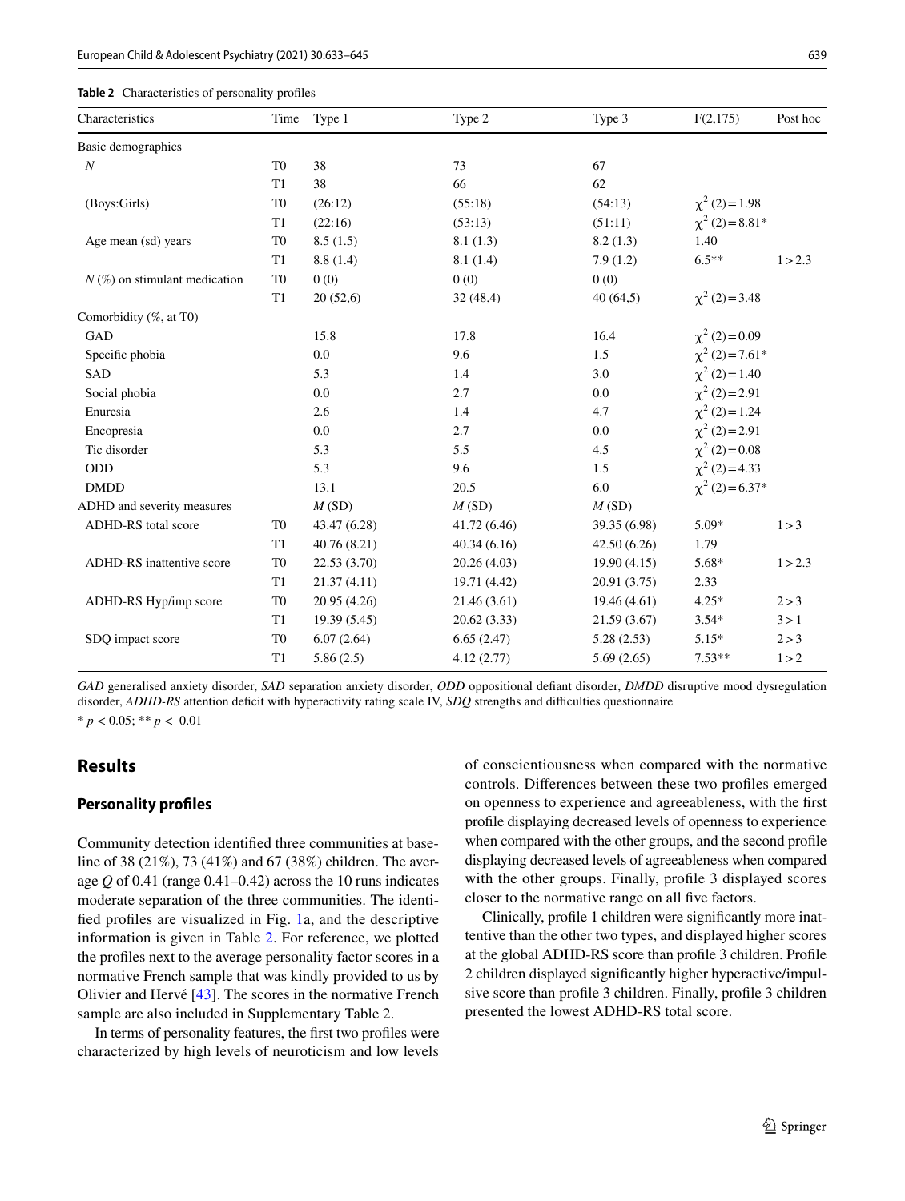**Table 2** Characteristics of personality profiles

| Characteristics | Time | Type 1 | Type 2 | Type 3 | F(2,175) | Post hoc |
|---|---|---|---|---|---|---|
| Basic demographics | | | | | | |
| *N* | T0 | 38 | 73 | 67 | | |
| | T1 | 38 | 66 | 62 | | |
| (Boys:Girls) | T0 | (26:12) | (55:18) | (54:13) | $\chi^2$ (2) = 1.98 | |
| | T1 | (22:16) | (53:13) | (51:11) | $\chi^2$ (2) = 8.81* | |
| Age mean (sd) years | T0 | 8.5 (1.5) | 8.1 (1.3) | 8.2 (1.3) | 1.40 | |
| | T1 | 8.8 (1.4) | 8.1 (1.4) | 7.9 (1.2) | 6.5** | 1 > 2.3 |
| *N* (%) on stimulant medication | T0 | 0 (0) | 0 (0) | 0 (0) | | |
| | T1 | 20 (52,6) | 32 (48,4) | 40 (64,5) | $\chi^2$ (2) = 3.48 | |
| Comorbidity (%, at T0) | | | | | | |
| GAD | | 15.8 | 17.8 | 16.4 | $\chi^2$ (2) = 0.09 | |
| Specific phobia | | 0.0 | 9.6 | 1.5 | $\chi^2$ (2) = 7.61* | |
| SAD | | 5.3 | 1.4 | 3.0 | $\chi^2$ (2) = 1.40 | |
| Social phobia | | 0.0 | 2.7 | 0.0 | $\chi^2$ (2) = 2.91 | |
| Enuresia | | 2.6 | 1.4 | 4.7 | $\chi^2$ (2) = 1.24 | |
| Encopresia | | 0.0 | 2.7 | 0.0 | $\chi^2$ (2) = 2.91 | |
| Tic disorder | | 5.3 | 5.5 | 4.5 | $\chi^2$ (2) = 0.08 | |
| ODD | | 5.3 | 9.6 | 1.5 | $\chi^2$ (2) = 4.33 | |
| DMDD | | 13.1 | 20.5 | 6.0 | $\chi^2$ (2) = 6.37* | |
| ADHD and severity measures | | *M* (SD) | *M* (SD) | *M* (SD) | | |
| ADHD-RS total score | T0 | 43.47 (6.28) | 41.72 (6.46) | 39.35 (6.98) | 5.09* | 1 > 3 |
| | T1 | 40.76 (8.21) | 40.34 (6.16) | 42.50 (6.26) | 1.79 | |
| ADHD-RS inattentive score | T0 | 22.53 (3.70) | 20.26 (4.03) | 19.90 (4.15) | 5.68* | 1 > 2.3 |
| | T1 | 21.37 (4.11) | 19.71 (4.42) | 20.91 (3.75) | 2.33 | |
| ADHD-RS Hyp/imp score | T0 | 20.95 (4.26) | 21.46 (3.61) | 19.46 (4.61) | 4.25* | 2 > 3 |
| | T1 | 19.39 (5.45) | 20.62 (3.33) | 21.59 (3.67) | 3.54* | 3 > 1 |
| SDQ impact score | T0 | 6.07 (2.64) | 6.65 (2.47) | 5.28 (2.53) | 5.15* | 2 > 3 |
| | T1 | 5.86 (2.5) | 4.12 (2.77) | 5.69 (2.65) | 7.53** | 1 > 2 |

*GAD* generalised anxiety disorder, *SAD* separation anxiety disorder, *ODD* oppositional defiant disorder, *DMDD* disruptive mood dysregulation disorder, *ADHD-RS* attention deficit with hyperactivity rating scale IV, *SDQ* strengths and difficulties questionnaire

* $p < 0.05$; ** $p < 0.01$

## Results

### Personality profiles

Community detection identified three communities at baseline of 38 (21%), 73 (41%) and 67 (38%) children. The average *Q* of 0.41 (range 0.41–0.42) across the 10 runs indicates moderate separation of the three communities. The identified profiles are visualized in Fig. 1a, and the descriptive information is given in Table 2. For reference, we plotted the profiles next to the average personality factor scores in a normative French sample that was kindly provided to us by Olivier and Hervé [43]. The scores in the normative French sample are also included in Supplementary Table 2.

In terms of personality features, the first two profiles were characterized by high levels of neuroticism and low levels of conscientiousness when compared with the normative controls. Differences between these two profiles emerged on openness to experience and agreeableness, with the first profile displaying decreased levels of openness to experience when compared with the other groups, and the second profile displaying decreased levels of agreeableness when compared with the other groups. Finally, profile 3 displayed scores closer to the normative range on all five factors.

Clinically, profile 1 children were significantly more inattentive than the other two types, and displayed higher scores at the global ADHD-RS score than profile 3 children. Profile 2 children displayed significantly higher hyperactive/impulsive score than profile 3 children. Finally, profile 3 children presented the lowest ADHD-RS total score.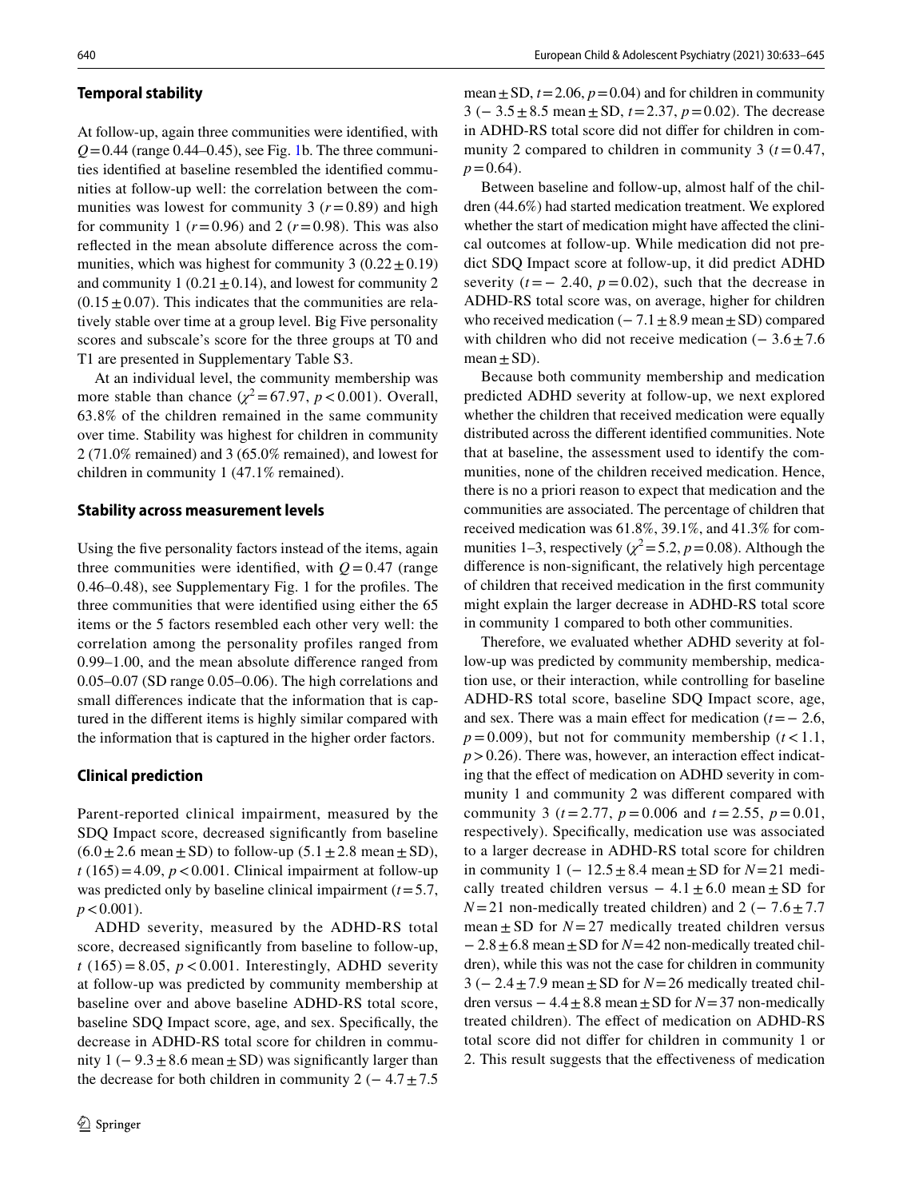### Temporal stability

At follow-up, again three communities were identified, with $Q = 0.44$ (range 0.44–0.45), see Fig. 1b. The three communities identified at baseline resembled the identified communities at follow-up well: the correlation between the communities was lowest for community 3 ($r = 0.89$) and high for community 1 ($r = 0.96$) and 2 ($r = 0.98$). This was also reflected in the mean absolute difference across the communities, which was highest for community 3 ($0.22 \pm 0.19$) and community 1 ($0.21 \pm 0.14$), and lowest for community 2 ($0.15 \pm 0.07$). This indicates that the communities are relatively stable over time at a group level. Big Five personality scores and subscale's score for the three groups at T0 and T1 are presented in Supplementary Table S3.

At an individual level, the community membership was more stable than chance ($\chi^2 = 67.97$, $p < 0.001$). Overall, 63.8% of the children remained in the same community over time. Stability was highest for children in community 2 (71.0% remained) and 3 (65.0% remained), and lowest for children in community 1 (47.1% remained).

### Stability across measurement levels

Using the five personality factors instead of the items, again three communities were identified, with $Q = 0.47$ (range 0.46–0.48), see Supplementary Fig. 1 for the profiles. The three communities that were identified using either the 65 items or the 5 factors resembled each other very well: the correlation among the personality profiles ranged from 0.99–1.00, and the mean absolute difference ranged from 0.05–0.07 (SD range 0.05–0.06). The high correlations and small differences indicate that the information that is captured in the different items is highly similar compared with the information that is captured in the higher order factors.

### Clinical prediction

Parent-reported clinical impairment, measured by the SDQ Impact score, decreased significantly from baseline ($6.0 \pm 2.6$ mean ± SD) to follow-up ($5.1 \pm 2.8$ mean ± SD), $t\ (165) = 4.09$, $p < 0.001$. Clinical impairment at follow-up was predicted only by baseline clinical impairment ($t = 5.7$, $p < 0.001$).

ADHD severity, measured by the ADHD-RS total score, decreased significantly from baseline to follow-up, $t\ (165) = 8.05$, $p < 0.001$. Interestingly, ADHD severity at follow-up was predicted by community membership at baseline over and above baseline ADHD-RS total score, baseline SDQ Impact score, age, and sex. Specifically, the decrease in ADHD-RS total score for children in community 1 ($-9.3 \pm 8.6$ mean ± SD) was significantly larger than the decrease for both children in community 2 ($-4.7 \pm 7.5$ mean ± SD, $t = 2.06$, $p = 0.04$) and for children in community 3 ($-3.5 \pm 8.5$ mean ± SD, $t = 2.37$, $p = 0.02$). The decrease in ADHD-RS total score did not differ for children in community 2 compared to children in community 3 ($t = 0.47$, $p = 0.64$).

Between baseline and follow-up, almost half of the children (44.6%) had started medication treatment. We explored whether the start of medication might have affected the clinical outcomes at follow-up. While medication did not predict SDQ Impact score at follow-up, it did predict ADHD severity ($t = -2.40$, $p = 0.02$), such that the decrease in ADHD-RS total score was, on average, higher for children who received medication ($-7.1 \pm 8.9$ mean ± SD) compared with children who did not receive medication ($-3.6 \pm 7.6$ mean ± SD).

Because both community membership and medication predicted ADHD severity at follow-up, we next explored whether the children that received medication were equally distributed across the different identified communities. Note that at baseline, the assessment used to identify the communities, none of the children received medication. Hence, there is no a priori reason to expect that medication and the communities are associated. The percentage of children that received medication was 61.8%, 39.1%, and 41.3% for communities 1–3, respectively ($\chi^2 = 5.2$, $p = 0.08$). Although the difference is non-significant, the relatively high percentage of children that received medication in the first community might explain the larger decrease in ADHD-RS total score in community 1 compared to both other communities.

Therefore, we evaluated whether ADHD severity at follow-up was predicted by community membership, medication use, or their interaction, while controlling for baseline ADHD-RS total score, baseline SDQ Impact score, age, and sex. There was a main effect for medication ($t = -2.6$, $p = 0.009$), but not for community membership ($t < 1.1$, $p > 0.26$). There was, however, an interaction effect indicating that the effect of medication on ADHD severity in community 1 and community 2 was different compared with community 3 ($t = 2.77$, $p = 0.006$ and $t = 2.55$, $p = 0.01$, respectively). Specifically, medication use was associated to a larger decrease in ADHD-RS total score for children in community 1 ($-12.5 \pm 8.4$ mean ± SD for $N = 21$ medically treated children versus $-4.1 \pm 6.0$ mean ± SD for $N = 21$ non-medically treated children) and 2 ($-7.6 \pm 7.7$ mean ± SD for $N = 27$ medically treated children versus $-2.8 \pm 6.8$ mean ± SD for $N = 42$ non-medically treated children), while this was not the case for children in community 3 ($-2.4 \pm 7.9$ mean ± SD for $N = 26$ medically treated children versus $-4.4 \pm 8.8$ mean ± SD for $N = 37$ non-medically treated children). The effect of medication on ADHD-RS total score did not differ for children in community 1 or 2. This result suggests that the effectiveness of medication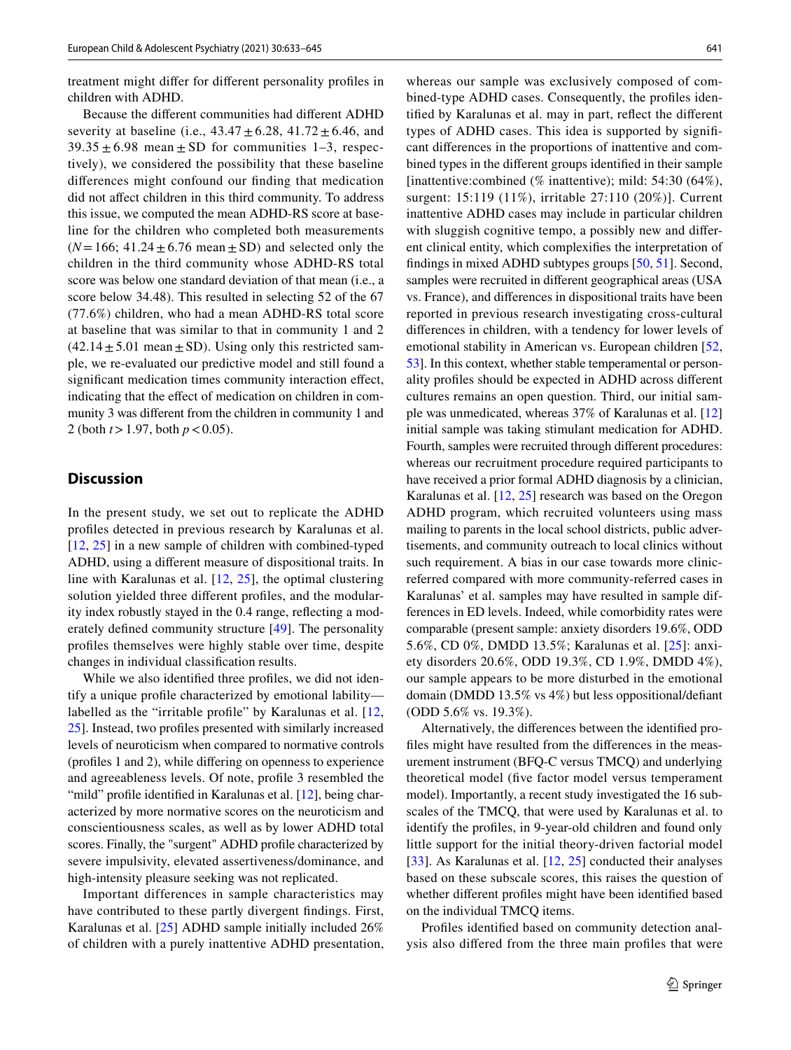treatment might differ for different personality profiles in children with ADHD.

Because the different communities had different ADHD severity at baseline (i.e., $43.47 \pm 6.28$, $41.72 \pm 6.46$, and $39.35 \pm 6.98$ mean $\pm$ SD for communities 1–3, respectively), we considered the possibility that these baseline differences might confound our finding that medication did not affect children in this third community. To address this issue, we computed the mean ADHD-RS score at baseline for the children who completed both measurements ($N = 166$; $41.24 \pm 6.76$ mean $\pm$ SD) and selected only the children in the third community whose ADHD-RS total score was below one standard deviation of that mean (i.e., a score below 34.48). This resulted in selecting 52 of the 67 (77.6%) children, who had a mean ADHD-RS total score at baseline that was similar to that in community 1 and 2 ($42.14 \pm 5.01$ mean $\pm$ SD). Using only this restricted sample, we re-evaluated our predictive model and still found a significant medication times community interaction effect, indicating that the effect of medication on children in community 3 was different from the children in community 1 and 2 (both $t > 1.97$, both $p < 0.05$).

## Discussion

In the present study, we set out to replicate the ADHD profiles detected in previous research by Karalunas et al. [12, 25] in a new sample of children with combined-typed ADHD, using a different measure of dispositional traits. In line with Karalunas et al. [12, 25], the optimal clustering solution yielded three different profiles, and the modularity index robustly stayed in the 0.4 range, reflecting a moderately defined community structure [49]. The personality profiles themselves were highly stable over time, despite changes in individual classification results.

While we also identified three profiles, we did not identify a unique profile characterized by emotional lability—labelled as the "irritable profile" by Karalunas et al. [12, 25]. Instead, two profiles presented with similarly increased levels of neuroticism when compared to normative controls (profiles 1 and 2), while differing on openness to experience and agreeableness levels. Of note, profile 3 resembled the "mild" profile identified in Karalunas et al. [12], being characterized by more normative scores on the neuroticism and conscientiousness scales, as well as by lower ADHD total scores. Finally, the "surgent" ADHD profile characterized by severe impulsivity, elevated assertiveness/dominance, and high-intensity pleasure seeking was not replicated.

Important differences in sample characteristics may have contributed to these partly divergent findings. First, Karalunas et al. [25] ADHD sample initially included 26% of children with a purely inattentive ADHD presentation, whereas our sample was exclusively composed of combined-type ADHD cases. Consequently, the profiles identified by Karalunas et al. may in part, reflect the different types of ADHD cases. This idea is supported by significant differences in the proportions of inattentive and combined types in the different groups identified in their sample [inattentive:combined (% inattentive); mild: 54:30 (64%), surgent: 15:119 (11%), irritable 27:110 (20%)]. Current inattentive ADHD cases may include in particular children with sluggish cognitive tempo, a possibly new and different clinical entity, which complexifies the interpretation of findings in mixed ADHD subtypes groups [50, 51]. Second, samples were recruited in different geographical areas (USA vs. France), and differences in dispositional traits have been reported in previous research investigating cross-cultural differences in children, with a tendency for lower levels of emotional stability in American vs. European children [52, 53]. In this context, whether stable temperamental or personality profiles should be expected in ADHD across different cultures remains an open question. Third, our initial sample was unmedicated, whereas 37% of Karalunas et al. [12] initial sample was taking stimulant medication for ADHD. Fourth, samples were recruited through different procedures: whereas our recruitment procedure required participants to have received a prior formal ADHD diagnosis by a clinician, Karalunas et al. [12, 25] research was based on the Oregon ADHD program, which recruited volunteers using mass mailing to parents in the local school districts, public advertisements, and community outreach to local clinics without such requirement. A bias in our case towards more clinic-referred compared with more community-referred cases in Karalunas' et al. samples may have resulted in sample differences in ED levels. Indeed, while comorbidity rates were comparable (present sample: anxiety disorders 19.6%, ODD 5.6%, CD 0%, DMDD 13.5%; Karalunas et al. [25]: anxiety disorders 20.6%, ODD 19.3%, CD 1.9%, DMDD 4%), our sample appears to be more disturbed in the emotional domain (DMDD 13.5% vs 4%) but less oppositional/defiant (ODD 5.6% vs. 19.3%).

Alternatively, the differences between the identified profiles might have resulted from the differences in the measurement instrument (BFQ-C versus TMCQ) and underlying theoretical model (five factor model versus temperament model). Importantly, a recent study investigated the 16 subscales of the TMCQ, that were used by Karalunas et al. to identify the profiles, in 9-year-old children and found only little support for the initial theory-driven factorial model [33]. As Karalunas et al. [12, 25] conducted their analyses based on these subscale scores, this raises the question of whether different profiles might have been identified based on the individual TMCQ items.

Profiles identified based on community detection analysis also differed from the three main profiles that were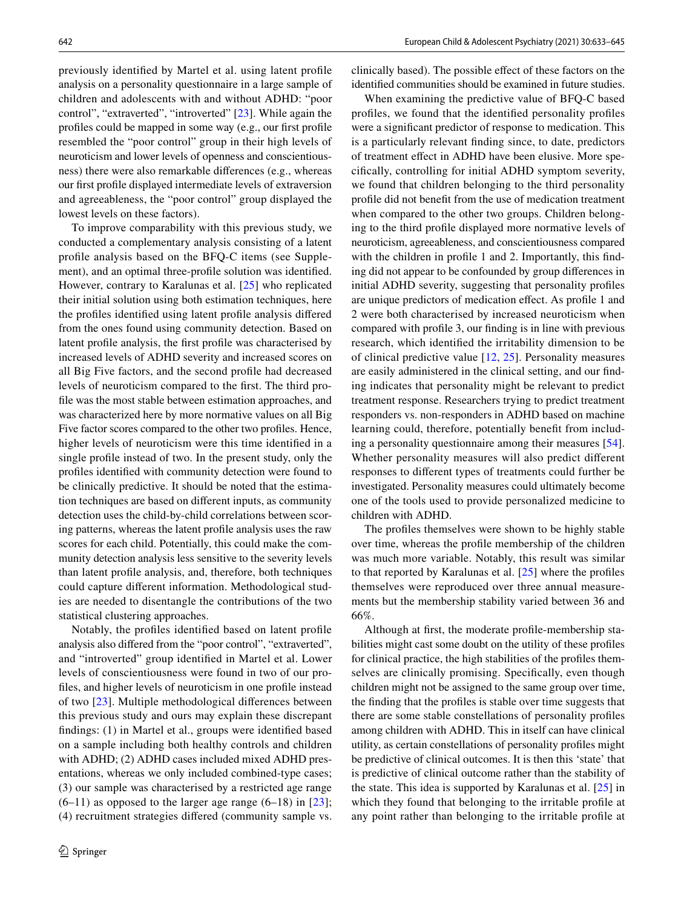previously identified by Martel et al. using latent profile analysis on a personality questionnaire in a large sample of children and adolescents with and without ADHD: "poor control", "extraverted", "introverted" [23]. While again the profiles could be mapped in some way (e.g., our first profile resembled the "poor control" group in their high levels of neuroticism and lower levels of openness and conscientiousness) there were also remarkable differences (e.g., whereas our first profile displayed intermediate levels of extraversion and agreeableness, the "poor control" group displayed the lowest levels on these factors).

To improve comparability with this previous study, we conducted a complementary analysis consisting of a latent profile analysis based on the BFQ-C items (see Supplement), and an optimal three-profile solution was identified. However, contrary to Karalunas et al. [25] who replicated their initial solution using both estimation techniques, here the profiles identified using latent profile analysis differed from the ones found using community detection. Based on latent profile analysis, the first profile was characterised by increased levels of ADHD severity and increased scores on all Big Five factors, and the second profile had decreased levels of neuroticism compared to the first. The third profile was the most stable between estimation approaches, and was characterized here by more normative values on all Big Five factor scores compared to the other two profiles. Hence, higher levels of neuroticism were this time identified in a single profile instead of two. In the present study, only the profiles identified with community detection were found to be clinically predictive. It should be noted that the estimation techniques are based on different inputs, as community detection uses the child-by-child correlations between scoring patterns, whereas the latent profile analysis uses the raw scores for each child. Potentially, this could make the community detection analysis less sensitive to the severity levels than latent profile analysis, and, therefore, both techniques could capture different information. Methodological studies are needed to disentangle the contributions of the two statistical clustering approaches.

Notably, the profiles identified based on latent profile analysis also differed from the "poor control", "extraverted", and "introverted" group identified in Martel et al. Lower levels of conscientiousness were found in two of our profiles, and higher levels of neuroticism in one profile instead of two [23]. Multiple methodological differences between this previous study and ours may explain these discrepant findings: (1) in Martel et al., groups were identified based on a sample including both healthy controls and children with ADHD; (2) ADHD cases included mixed ADHD presentations, whereas we only included combined-type cases; (3) our sample was characterised by a restricted age range (6–11) as opposed to the larger age range (6–18) in [23]; (4) recruitment strategies differed (community sample vs. clinically based). The possible effect of these factors on the identified communities should be examined in future studies.

When examining the predictive value of BFQ-C based profiles, we found that the identified personality profiles were a significant predictor of response to medication. This is a particularly relevant finding since, to date, predictors of treatment effect in ADHD have been elusive. More specifically, controlling for initial ADHD symptom severity, we found that children belonging to the third personality profile did not benefit from the use of medication treatment when compared to the other two groups. Children belonging to the third profile displayed more normative levels of neuroticism, agreeableness, and conscientiousness compared with the children in profile 1 and 2. Importantly, this finding did not appear to be confounded by group differences in initial ADHD severity, suggesting that personality profiles are unique predictors of medication effect. As profile 1 and 2 were both characterised by increased neuroticism when compared with profile 3, our finding is in line with previous research, which identified the irritability dimension to be of clinical predictive value [12, 25]. Personality measures are easily administered in the clinical setting, and our finding indicates that personality might be relevant to predict treatment response. Researchers trying to predict treatment responders vs. non-responders in ADHD based on machine learning could, therefore, potentially benefit from including a personality questionnaire among their measures [54]. Whether personality measures will also predict different responses to different types of treatments could further be investigated. Personality measures could ultimately become one of the tools used to provide personalized medicine to children with ADHD.

The profiles themselves were shown to be highly stable over time, whereas the profile membership of the children was much more variable. Notably, this result was similar to that reported by Karalunas et al. [25] where the profiles themselves were reproduced over three annual measurements but the membership stability varied between 36 and 66%.

Although at first, the moderate profile-membership stabilities might cast some doubt on the utility of these profiles for clinical practice, the high stabilities of the profiles themselves are clinically promising. Specifically, even though children might not be assigned to the same group over time, the finding that the profiles is stable over time suggests that there are some stable constellations of personality profiles among children with ADHD. This in itself can have clinical utility, as certain constellations of personality profiles might be predictive of clinical outcomes. It is then this 'state' that is predictive of clinical outcome rather than the stability of the state. This idea is supported by Karalunas et al. [25] in which they found that belonging to the irritable profile at any point rather than belonging to the irritable profile at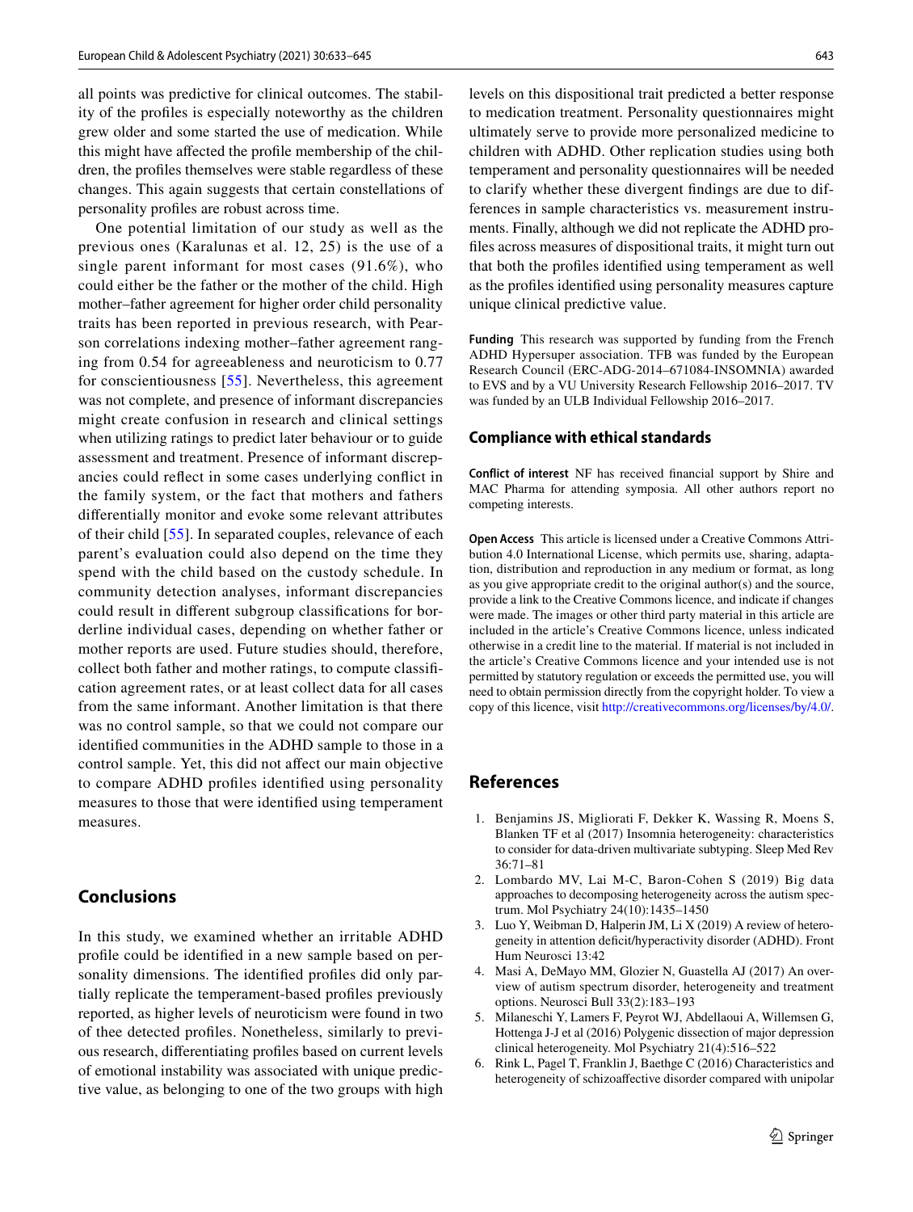all points was predictive for clinical outcomes. The stability of the profiles is especially noteworthy as the children grew older and some started the use of medication. While this might have affected the profile membership of the children, the profiles themselves were stable regardless of these changes. This again suggests that certain constellations of personality profiles are robust across time.

One potential limitation of our study as well as the previous ones (Karalunas et al. 12, 25) is the use of a single parent informant for most cases (91.6%), who could either be the father or the mother of the child. High mother–father agreement for higher order child personality traits has been reported in previous research, with Pearson correlations indexing mother–father agreement ranging from 0.54 for agreeableness and neuroticism to 0.77 for conscientiousness [55]. Nevertheless, this agreement was not complete, and presence of informant discrepancies might create confusion in research and clinical settings when utilizing ratings to predict later behaviour or to guide assessment and treatment. Presence of informant discrepancies could reflect in some cases underlying conflict in the family system, or the fact that mothers and fathers differentially monitor and evoke some relevant attributes of their child [55]. In separated couples, relevance of each parent's evaluation could also depend on the time they spend with the child based on the custody schedule. In community detection analyses, informant discrepancies could result in different subgroup classifications for borderline individual cases, depending on whether father or mother reports are used. Future studies should, therefore, collect both father and mother ratings, to compute classification agreement rates, or at least collect data for all cases from the same informant. Another limitation is that there was no control sample, so that we could not compare our identified communities in the ADHD sample to those in a control sample. Yet, this did not affect our main objective to compare ADHD profiles identified using personality measures to those that were identified using temperament measures.

## Conclusions

In this study, we examined whether an irritable ADHD profile could be identified in a new sample based on personality dimensions. The identified profiles did only partially replicate the temperament-based profiles previously reported, as higher levels of neuroticism were found in two of thee detected profiles. Nonetheless, similarly to previous research, differentiating profiles based on current levels of emotional instability was associated with unique predictive value, as belonging to one of the two groups with high levels on this dispositional trait predicted a better response to medication treatment. Personality questionnaires might ultimately serve to provide more personalized medicine to children with ADHD. Other replication studies using both temperament and personality questionnaires will be needed to clarify whether these divergent findings are due to differences in sample characteristics vs. measurement instruments. Finally, although we did not replicate the ADHD profiles across measures of dispositional traits, it might turn out that both the profiles identified using temperament as well as the profiles identified using personality measures capture unique clinical predictive value.

**Funding** This research was supported by funding from the French ADHD Hypersuper association. TFB was funded by the European Research Council (ERC-ADG-2014–671084-INSOMNIA) awarded to EVS and by a VU University Research Fellowship 2016–2017. TV was funded by an ULB Individual Fellowship 2016–2017.

### Compliance with ethical standards

**Conflict of interest** NF has received financial support by Shire and MAC Pharma for attending symposia. All other authors report no competing interests.

**Open Access** This article is licensed under a Creative Commons Attribution 4.0 International License, which permits use, sharing, adaptation, distribution and reproduction in any medium or format, as long as you give appropriate credit to the original author(s) and the source, provide a link to the Creative Commons licence, and indicate if changes were made. The images or other third party material in this article are included in the article's Creative Commons licence, unless indicated otherwise in a credit line to the material. If material is not included in the article's Creative Commons licence and your intended use is not permitted by statutory regulation or exceeds the permitted use, you will need to obtain permission directly from the copyright holder. To view a copy of this licence, visit http://creativecommons.org/licenses/by/4.0/.

## References

1. Benjamins JS, Migliorati F, Dekker K, Wassing R, Moens S, Blanken TF et al (2017) Insomnia heterogeneity: characteristics to consider for data-driven multivariate subtyping. Sleep Med Rev 36:71–81
2. Lombardo MV, Lai M-C, Baron-Cohen S (2019) Big data approaches to decomposing heterogeneity across the autism spectrum. Mol Psychiatry 24(10):1435–1450
3. Luo Y, Weibman D, Halperin JM, Li X (2019) A review of heterogeneity in attention deficit/hyperactivity disorder (ADHD). Front Hum Neurosci 13:42
4. Masi A, DeMayo MM, Glozier N, Guastella AJ (2017) An overview of autism spectrum disorder, heterogeneity and treatment options. Neurosci Bull 33(2):183–193
5. Milaneschi Y, Lamers F, Peyrot WJ, Abdellaoui A, Willemsen G, Hottenga J-J et al (2016) Polygenic dissection of major depression clinical heterogeneity. Mol Psychiatry 21(4):516–522
6. Rink L, Pagel T, Franklin J, Baethge C (2016) Characteristics and heterogeneity of schizoaffective disorder compared with unipolar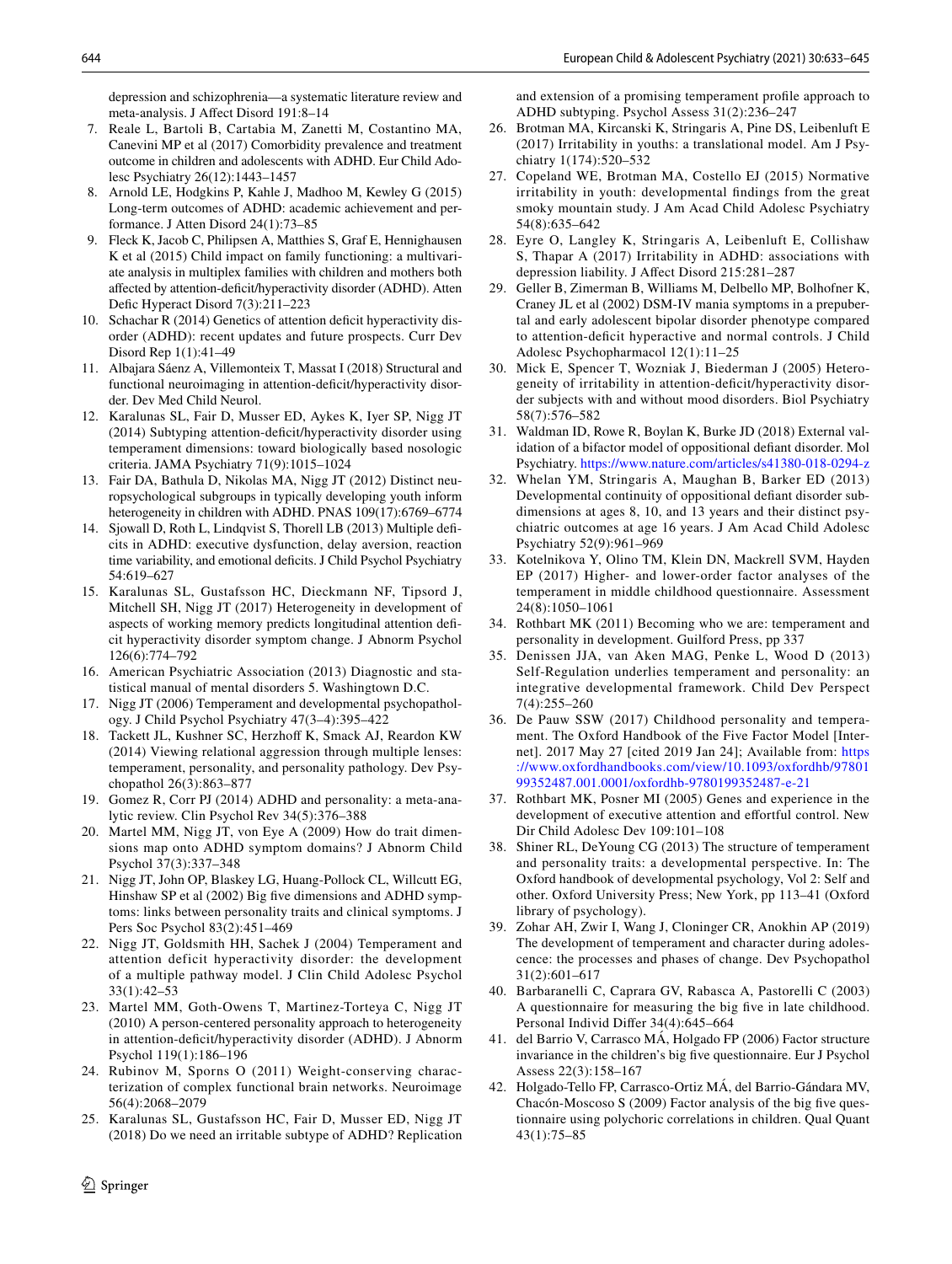depression and schizophrenia—a systematic literature review and meta-analysis. J Affect Disord 191:8–14

7. Reale L, Bartoli B, Cartabia M, Zanetti M, Costantino MA, Canevini MP et al (2017) Comorbidity prevalence and treatment outcome in children and adolescents with ADHD. Eur Child Adolesc Psychiatry 26(12):1443–1457
8. Arnold LE, Hodgkins P, Kahle J, Madhoo M, Kewley G (2015) Long-term outcomes of ADHD: academic achievement and performance. J Atten Disord 24(1):73–85
9. Fleck K, Jacob C, Philipsen A, Matthies S, Graf E, Hennighausen K et al (2015) Child impact on family functioning: a multivariate analysis in multiplex families with children and mothers both affected by attention-deficit/hyperactivity disorder (ADHD). Atten Defic Hyperact Disord 7(3):211–223
10. Schachar R (2014) Genetics of attention deficit hyperactivity disorder (ADHD): recent updates and future prospects. Curr Dev Disord Rep 1(1):41–49
11. Albajara Sáenz A, Villemonteix T, Massat I (2018) Structural and functional neuroimaging in attention-deficit/hyperactivity disorder. Dev Med Child Neurol.
12. Karalunas SL, Fair D, Musser ED, Aykes K, Iyer SP, Nigg JT (2014) Subtyping attention-deficit/hyperactivity disorder using temperament dimensions: toward biologically based nosologic criteria. JAMA Psychiatry 71(9):1015–1024
13. Fair DA, Bathula D, Nikolas MA, Nigg JT (2012) Distinct neuropsychological subgroups in typically developing youth inform heterogeneity in children with ADHD. PNAS 109(17):6769–6774
14. Sjowall D, Roth L, Lindqvist S, Thorell LB (2013) Multiple deficits in ADHD: executive dysfunction, delay aversion, reaction time variability, and emotional deficits. J Child Psychol Psychiatry 54:619–627
15. Karalunas SL, Gustafsson HC, Dieckmann NF, Tipsord J, Mitchell SH, Nigg JT (2017) Heterogeneity in development of aspects of working memory predicts longitudinal attention deficit hyperactivity disorder symptom change. J Abnorm Psychol 126(6):774–792
16. American Psychiatric Association (2013) Diagnostic and statistical manual of mental disorders 5. Washingtown D.C.
17. Nigg JT (2006) Temperament and developmental psychopathology. J Child Psychol Psychiatry 47(3–4):395–422
18. Tackett JL, Kushner SC, Herzhoff K, Smack AJ, Reardon KW (2014) Viewing relational aggression through multiple lenses: temperament, personality, and personality pathology. Dev Psychopathol 26(3):863–877
19. Gomez R, Corr PJ (2014) ADHD and personality: a meta-analytic review. Clin Psychol Rev 34(5):376–388
20. Martel MM, Nigg JT, von Eye A (2009) How do trait dimensions map onto ADHD symptom domains? J Abnorm Child Psychol 37(3):337–348
21. Nigg JT, John OP, Blaskey LG, Huang-Pollock CL, Willcutt EG, Hinshaw SP et al (2002) Big five dimensions and ADHD symptoms: links between personality traits and clinical symptoms. J Pers Soc Psychol 83(2):451–469
22. Nigg JT, Goldsmith HH, Sachek J (2004) Temperament and attention deficit hyperactivity disorder: the development of a multiple pathway model. J Clin Child Adolesc Psychol 33(1):42–53
23. Martel MM, Goth-Owens T, Martinez-Torteya C, Nigg JT (2010) A person-centered personality approach to heterogeneity in attention-deficit/hyperactivity disorder (ADHD). J Abnorm Psychol 119(1):186–196
24. Rubinov M, Sporns O (2011) Weight-conserving characterization of complex functional brain networks. Neuroimage 56(4):2068–2079
25. Karalunas SL, Gustafsson HC, Fair D, Musser ED, Nigg JT (2018) Do we need an irritable subtype of ADHD? Replication and extension of a promising temperament profile approach to ADHD subtyping. Psychol Assess 31(2):236–247
26. Brotman MA, Kircanski K, Stringaris A, Pine DS, Leibenluft E (2017) Irritability in youths: a translational model. Am J Psychiatry 1(174):520–532
27. Copeland WE, Brotman MA, Costello EJ (2015) Normative irritability in youth: developmental findings from the great smoky mountain study. J Am Acad Child Adolesc Psychiatry 54(8):635–642
28. Eyre O, Langley K, Stringaris A, Leibenluft E, Collishaw S, Thapar A (2017) Irritability in ADHD: associations with depression liability. J Affect Disord 215:281–287
29. Geller B, Zimerman B, Williams M, Delbello MP, Bolhofner K, Craney JL et al (2002) DSM-IV mania symptoms in a prepubertal and early adolescent bipolar disorder phenotype compared to attention-deficit hyperactive and normal controls. J Child Adolesc Psychopharmacol 12(1):11–25
30. Mick E, Spencer T, Wozniak J, Biederman J (2005) Heterogeneity of irritability in attention-deficit/hyperactivity disorder subjects with and without mood disorders. Biol Psychiatry 58(7):576–582
31. Waldman ID, Rowe R, Boylan K, Burke JD (2018) External validation of a bifactor model of oppositional defiant disorder. Mol Psychiatry. https://www.nature.com/articles/s41380-018-0294-z
32. Whelan YM, Stringaris A, Maughan B, Barker ED (2013) Developmental continuity of oppositional defiant disorder subdimensions at ages 8, 10, and 13 years and their distinct psychiatric outcomes at age 16 years. J Am Acad Child Adolesc Psychiatry 52(9):961–969
33. Kotelnikova Y, Olino TM, Klein DN, Mackrell SVM, Hayden EP (2017) Higher- and lower-order factor analyses of the temperament in middle childhood questionnaire. Assessment 24(8):1050–1061
34. Rothbart MK (2011) Becoming who we are: temperament and personality in development. Guilford Press, pp 337
35. Denissen JJA, van Aken MAG, Penke L, Wood D (2013) Self-Regulation underlies temperament and personality: an integrative developmental framework. Child Dev Perspect 7(4):255–260
36. De Pauw SSW (2017) Childhood personality and temperament. The Oxford Handbook of the Five Factor Model [Internet]. 2017 May 27 [cited 2019 Jan 24]; Available from: https://www.oxfordhandbooks.com/view/10.1093/oxfordhb/9780199352487.001.0001/oxfordhb-9780199352487-e-21
37. Rothbart MK, Posner MI (2005) Genes and experience in the development of executive attention and effortful control. New Dir Child Adolesc Dev 109:101–108
38. Shiner RL, DeYoung CG (2013) The structure of temperament and personality traits: a developmental perspective. In: The Oxford handbook of developmental psychology, Vol 2: Self and other. Oxford University Press; New York, pp 113–41 (Oxford library of psychology).
39. Zohar AH, Zwir I, Wang J, Cloninger CR, Anokhin AP (2019) The development of temperament and character during adolescence: the processes and phases of change. Dev Psychopathol 31(2):601–617
40. Barbaranelli C, Caprara GV, Rabasca A, Pastorelli C (2003) A questionnaire for measuring the big five in late childhood. Personal Individ Differ 34(4):645–664
41. del Barrio V, Carrasco MÁ, Holgado FP (2006) Factor structure invariance in the children's big five questionnaire. Eur J Psychol Assess 22(3):158–167
42. Holgado-Tello FP, Carrasco-Ortiz MÁ, del Barrio-Gándara MV, Chacón-Moscoso S (2009) Factor analysis of the big five questionnaire using polychoric correlations in children. Qual Quant 43(1):75–85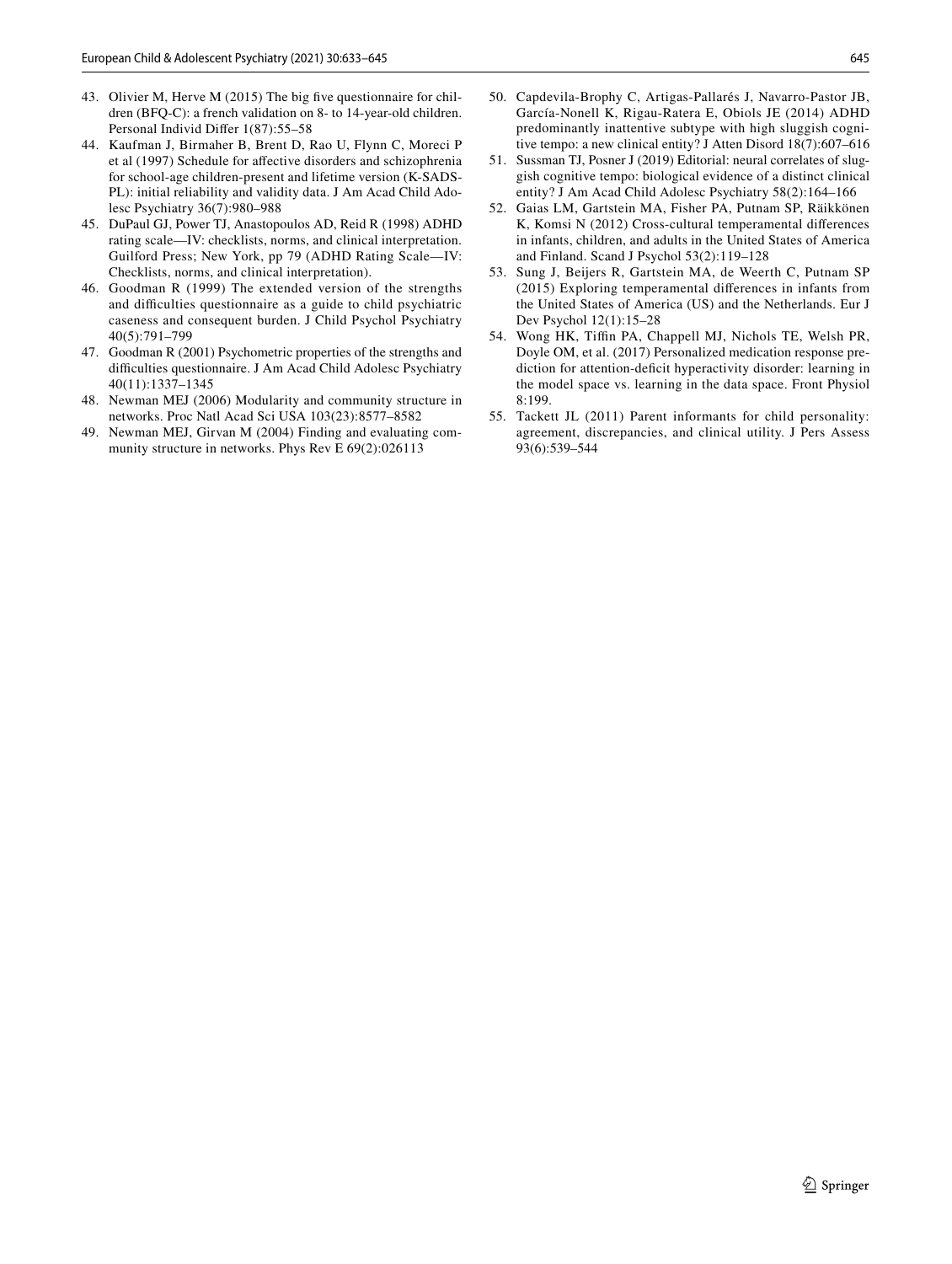43. Olivier M, Herve M (2015) The big five questionnaire for children (BFQ-C): a french validation on 8- to 14-year-old children. Personal Individ Differ 1(87):55–58
44. Kaufman J, Birmaher B, Brent D, Rao U, Flynn C, Moreci P et al (1997) Schedule for affective disorders and schizophrenia for school-age children-present and lifetime version (K-SADS-PL): initial reliability and validity data. J Am Acad Child Adolesc Psychiatry 36(7):980–988
45. DuPaul GJ, Power TJ, Anastopoulos AD, Reid R (1998) ADHD rating scale—IV: checklists, norms, and clinical interpretation. Guilford Press; New York, pp 79 (ADHD Rating Scale—IV: Checklists, norms, and clinical interpretation).
46. Goodman R (1999) The extended version of the strengths and difficulties questionnaire as a guide to child psychiatric caseness and consequent burden. J Child Psychol Psychiatry 40(5):791–799
47. Goodman R (2001) Psychometric properties of the strengths and difficulties questionnaire. J Am Acad Child Adolesc Psychiatry 40(11):1337–1345
48. Newman MEJ (2006) Modularity and community structure in networks. Proc Natl Acad Sci USA 103(23):8577–8582
49. Newman MEJ, Girvan M (2004) Finding and evaluating community structure in networks. Phys Rev E 69(2):026113
50. Capdevila-Brophy C, Artigas-Pallarés J, Navarro-Pastor JB, García-Nonell K, Rigau-Ratera E, Obiols JE (2014) ADHD predominantly inattentive subtype with high sluggish cognitive tempo: a new clinical entity? J Atten Disord 18(7):607–616
51. Sussman TJ, Posner J (2019) Editorial: neural correlates of sluggish cognitive tempo: biological evidence of a distinct clinical entity? J Am Acad Child Adolesc Psychiatry 58(2):164–166
52. Gaias LM, Gartstein MA, Fisher PA, Putnam SP, Räikkönen K, Komsi N (2012) Cross-cultural temperamental differences in infants, children, and adults in the United States of America and Finland. Scand J Psychol 53(2):119–128
53. Sung J, Beijers R, Gartstein MA, de Weerth C, Putnam SP (2015) Exploring temperamental differences in infants from the United States of America (US) and the Netherlands. Eur J Dev Psychol 12(1):15–28
54. Wong HK, Tiffin PA, Chappell MJ, Nichols TE, Welsh PR, Doyle OM, et al. (2017) Personalized medication response prediction for attention-deficit hyperactivity disorder: learning in the model space vs. learning in the data space. Front Physiol 8:199.
55. Tackett JL (2011) Parent informants for child personality: agreement, discrepancies, and clinical utility. J Pers Assess 93(6):539–544